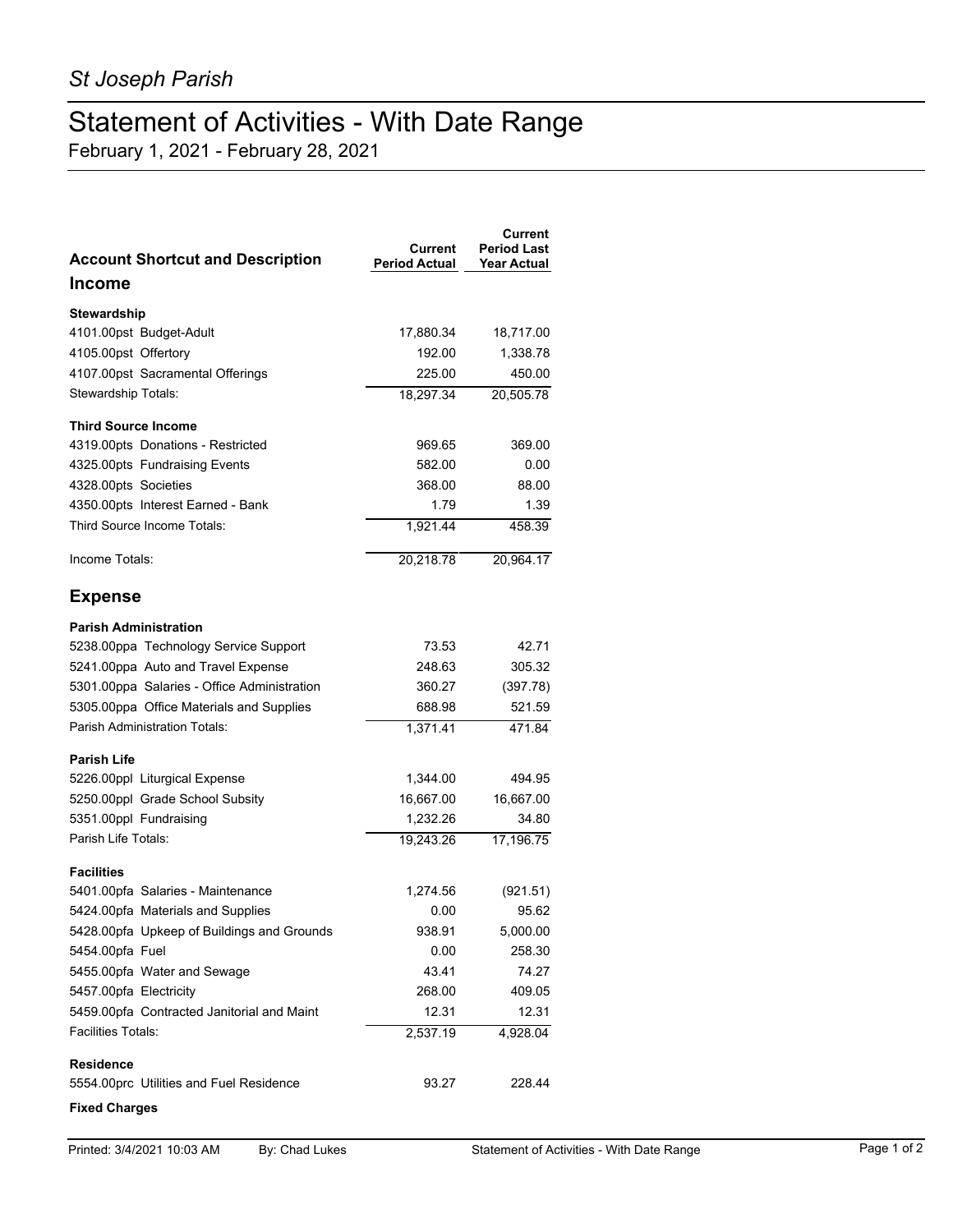*St Joseph Parish*

# Statement of Activities - With Date Range

February 1, 2021 - February 28, 2021

| Account Shortcut and Description | Current Period Actual | Current Period Last Year Actual |
|---|---|---|
| **Income** | | |
| **Stewardship** | | |
| 4101.00pst Budget-Adult | 17,880.34 | 18,717.00 |
| 4105.00pst Offertory | 192.00 | 1,338.78 |
| 4107.00pst Sacramental Offerings | 225.00 | 450.00 |
| Stewardship Totals: | 18,297.34 | 20,505.78 |
| **Third Source Income** | | |
| 4319.00pts Donations - Restricted | 969.65 | 369.00 |
| 4325.00pts Fundraising Events | 582.00 | 0.00 |
| 4328.00pts Societies | 368.00 | 88.00 |
| 4350.00pts Interest Earned - Bank | 1.79 | 1.39 |
| Third Source Income Totals: | 1,921.44 | 458.39 |
| Income Totals: | 20,218.78 | 20,964.17 |
| **Expense** | | |
| **Parish Administration** | | |
| 5238.00ppa Technology Service Support | 73.53 | 42.71 |
| 5241.00ppa Auto and Travel Expense | 248.63 | 305.32 |
| 5301.00ppa Salaries - Office Administration | 360.27 | (397.78) |
| 5305.00ppa Office Materials and Supplies | 688.98 | 521.59 |
| Parish Administration Totals: | 1,371.41 | 471.84 |
| **Parish Life** | | |
| 5226.00ppl Liturgical Expense | 1,344.00 | 494.95 |
| 5250.00ppl Grade School Subsity | 16,667.00 | 16,667.00 |
| 5351.00ppl Fundraising | 1,232.26 | 34.80 |
| Parish Life Totals: | 19,243.26 | 17,196.75 |
| **Facilities** | | |
| 5401.00pfa Salaries - Maintenance | 1,274.56 | (921.51) |
| 5424.00pfa Materials and Supplies | 0.00 | 95.62 |
| 5428.00pfa Upkeep of Buildings and Grounds | 938.91 | 5,000.00 |
| 5454.00pfa Fuel | 0.00 | 258.30 |
| 5455.00pfa Water and Sewage | 43.41 | 74.27 |
| 5457.00pfa Electricity | 268.00 | 409.05 |
| 5459.00pfa Contracted Janitorial and Maint | 12.31 | 12.31 |
| Facilities Totals: | 2,537.19 | 4,928.04 |
| **Residence** | | |
| 5554.00prc Utilities and Fuel Residence | 93.27 | 228.44 |
| **Fixed Charges** | | |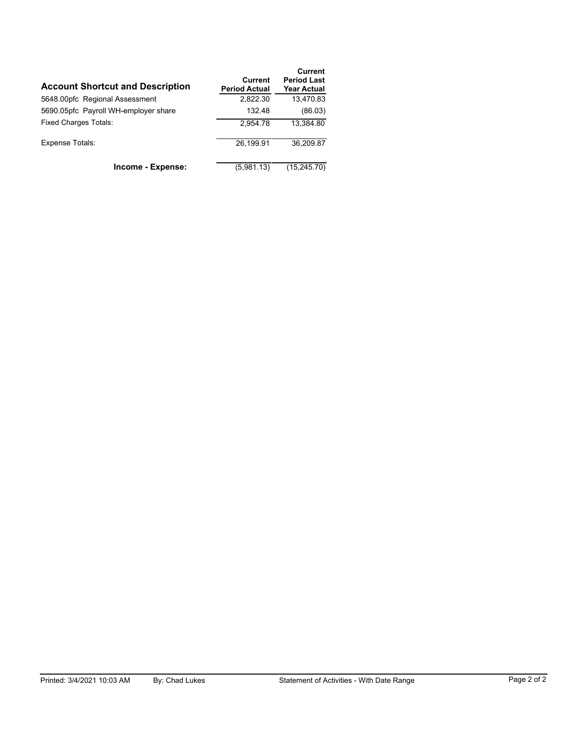| Account Shortcut and Description | Current Period Actual | Current Period Last Year Actual |
|---|---|---|
| 5648.00pfc Regional Assessment | 2,822.30 | 13,470.83 |
| 5690.05pfc Payroll WH-employer share | 132.48 | (86.03) |
| Fixed Charges Totals: | 2,954.78 | 13,384.80 |
| Expense Totals: | 26,199.91 | 36,209.87 |
| **Income - Expense:** | (5,981.13) | (15,245.70) |

Printed: 3/4/2021 10:03 AM By: Chad Lukes Statement of Activities - With Date Range